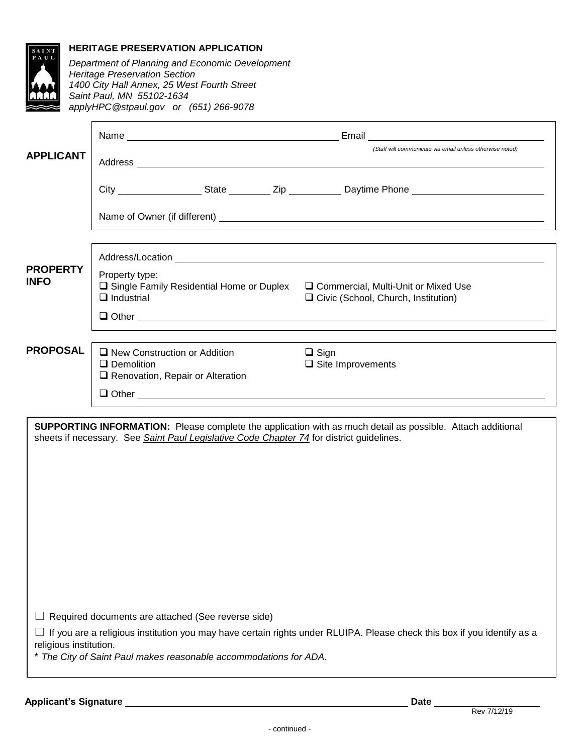## HERITAGE PRESERVATION APPLICATION

*Department of Planning and Economic Development*
*Heritage Preservation Section*
*1400 City Hall Annex, 25 West Fourth Street*
*Saint Paul, MN 55102-1634*
*applyHPC@stpaul.gov or (651) 266-9078*

**APPLICANT**

Name ______________________ Email ______________________
*(Staff will communicate via email unless otherwise noted)*

Address ______________________

City __________ State ______ Zip ______ Daytime Phone ______________

Name of Owner (if different) ______________________

**PROPERTY INFO**

Address/Location ______________________

Property type:

- ❑ Single Family Residential Home or Duplex
- ❑ Commercial, Multi-Unit or Mixed Use
- ❑ Industrial
- ❑ Civic (School, Church, Institution)
- ❑ Other ______________________

**PROPOSAL**

- ❑ New Construction or Addition
- ❑ Sign
- ❑ Demolition
- ❑ Site Improvements
- ❑ Renovation, Repair or Alteration
- ❑ Other ______________________

**SUPPORTING INFORMATION:** Please complete the application with as much detail as possible. Attach additional sheets if necessary. See *Saint Paul Legislative Code Chapter 74* for district guidelines.

☐ Required documents are attached (See reverse side)

☐ If you are a religious institution you may have certain rights under RLUIPA. Please check this box if you identify as a religious institution.

\* *The City of Saint Paul makes reasonable accommodations for ADA.*

**Applicant's Signature** ______________________ **Date** __________

Rev 7/12/19

- continued -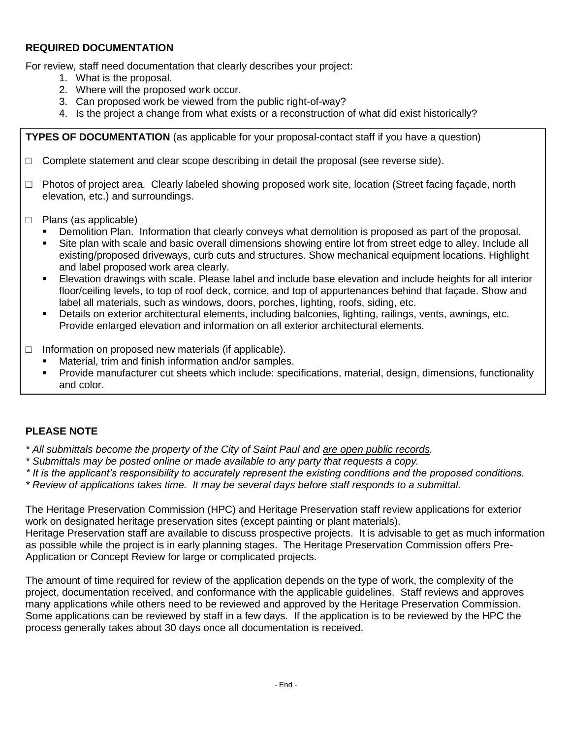## REQUIRED DOCUMENTATION

For review, staff need documentation that clearly describes your project:

1. What is the proposal.
2. Where will the proposed work occur.
3. Can proposed work be viewed from the public right-of-way?
4. Is the project a change from what exists or a reconstruction of what did exist historically?

**TYPES OF DOCUMENTATION** (as applicable for your proposal-contact staff if you have a question)

□ Complete statement and clear scope describing in detail the proposal (see reverse side).

□ Photos of project area. Clearly labeled showing proposed work site, location (Street facing façade, north elevation, etc.) and surroundings.

□ Plans (as applicable)

- Demolition Plan. Information that clearly conveys what demolition is proposed as part of the proposal.
- Site plan with scale and basic overall dimensions showing entire lot from street edge to alley. Include all existing/proposed driveways, curb cuts and structures. Show mechanical equipment locations. Highlight and label proposed work area clearly.
- Elevation drawings with scale. Please label and include base elevation and include heights for all interior floor/ceiling levels, to top of roof deck, cornice, and top of appurtenances behind that façade. Show and label all materials, such as windows, doors, porches, lighting, roofs, siding, etc.
- Details on exterior architectural elements, including balconies, lighting, railings, vents, awnings, etc. Provide enlarged elevation and information on all exterior architectural elements.

□ Information on proposed new materials (if applicable).

- Material, trim and finish information and/or samples.
- Provide manufacturer cut sheets which include: specifications, material, design, dimensions, functionality and color.

## PLEASE NOTE

*\* All submittals become the property of the City of Saint Paul and <u>are open public records</u>.*
*\* Submittals may be posted online or made available to any party that requests a copy.*
*\* It is the applicant's responsibility to accurately represent the existing conditions and the proposed conditions.*
*\* Review of applications takes time. It may be several days before staff responds to a submittal.*

The Heritage Preservation Commission (HPC) and Heritage Preservation staff review applications for exterior work on designated heritage preservation sites (except painting or plant materials).
Heritage Preservation staff are available to discuss prospective projects. It is advisable to get as much information as possible while the project is in early planning stages. The Heritage Preservation Commission offers Pre-Application or Concept Review for large or complicated projects.

The amount of time required for review of the application depends on the type of work, the complexity of the project, documentation received, and conformance with the applicable guidelines. Staff reviews and approves many applications while others need to be reviewed and approved by the Heritage Preservation Commission. Some applications can be reviewed by staff in a few days. If the application is to be reviewed by the HPC the process generally takes about 30 days once all documentation is received.

- End -